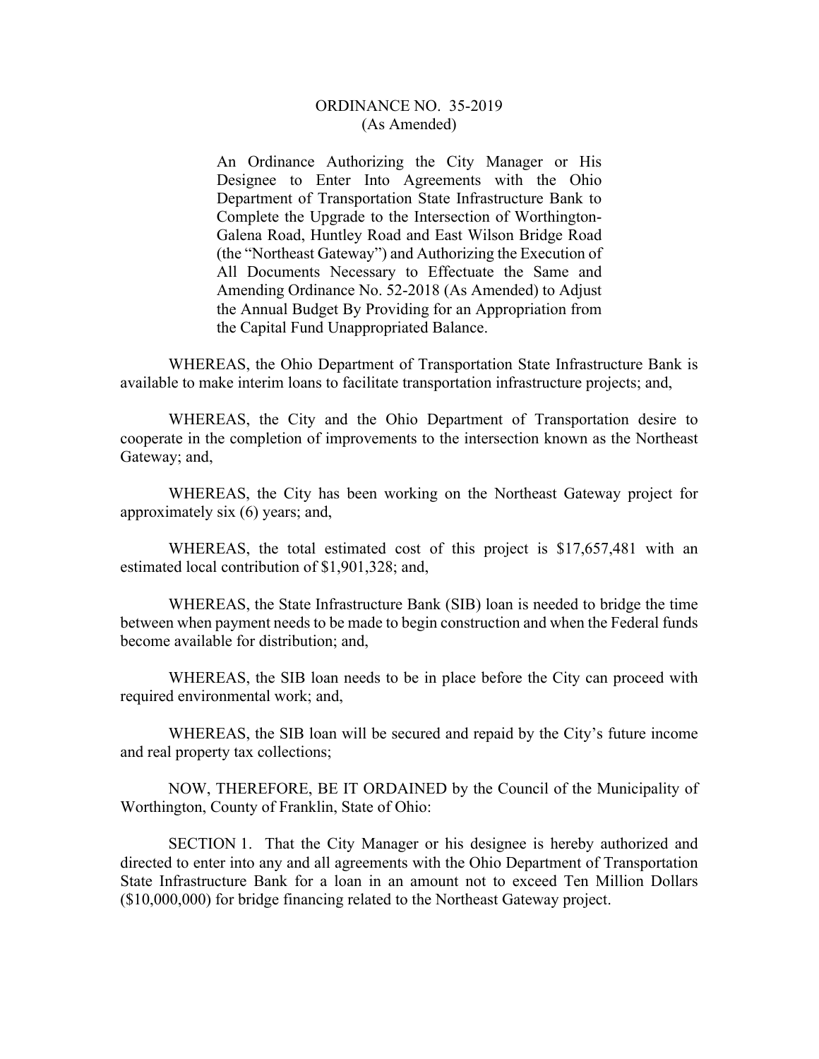# ORDINANCE NO. 35-2019
(As Amended)

An Ordinance Authorizing the City Manager or His Designee to Enter Into Agreements with the Ohio Department of Transportation State Infrastructure Bank to Complete the Upgrade to the Intersection of Worthington-Galena Road, Huntley Road and East Wilson Bridge Road (the "Northeast Gateway") and Authorizing the Execution of All Documents Necessary to Effectuate the Same and Amending Ordinance No. 52-2018 (As Amended) to Adjust the Annual Budget By Providing for an Appropriation from the Capital Fund Unappropriated Balance.

WHEREAS, the Ohio Department of Transportation State Infrastructure Bank is available to make interim loans to facilitate transportation infrastructure projects; and,

WHEREAS, the City and the Ohio Department of Transportation desire to cooperate in the completion of improvements to the intersection known as the Northeast Gateway; and,

WHEREAS, the City has been working on the Northeast Gateway project for approximately six (6) years; and,

WHEREAS, the total estimated cost of this project is $17,657,481 with an estimated local contribution of $1,901,328; and,

WHEREAS, the State Infrastructure Bank (SIB) loan is needed to bridge the time between when payment needs to be made to begin construction and when the Federal funds become available for distribution; and,

WHEREAS, the SIB loan needs to be in place before the City can proceed with required environmental work; and,

WHEREAS, the SIB loan will be secured and repaid by the City's future income and real property tax collections;

NOW, THEREFORE, BE IT ORDAINED by the Council of the Municipality of Worthington, County of Franklin, State of Ohio:

SECTION 1. That the City Manager or his designee is hereby authorized and directed to enter into any and all agreements with the Ohio Department of Transportation State Infrastructure Bank for a loan in an amount not to exceed Ten Million Dollars ($10,000,000) for bridge financing related to the Northeast Gateway project.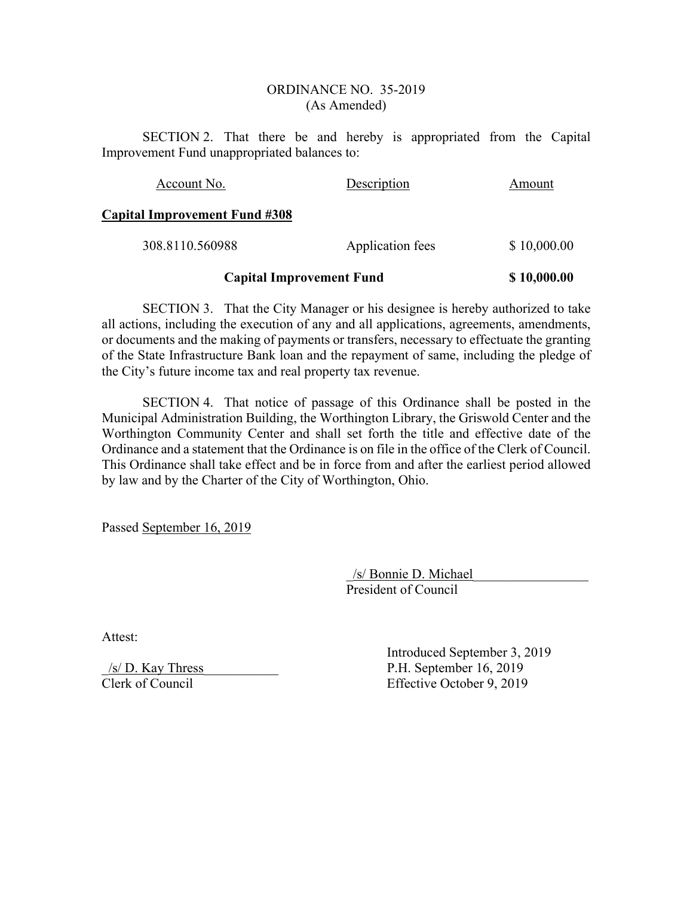ORDINANCE NO. 35-2019
(As Amended)

SECTION 2. That there be and hereby is appropriated from the Capital Improvement Fund unappropriated balances to:

| Account No. | Description | Amount |
|---|---|---|
| **Capital Improvement Fund #308** | | |
| 308.8110.560988 | Application fees | $ 10,000.00 |
| | **Capital Improvement Fund** | **$ 10,000.00** |

SECTION 3. That the City Manager or his designee is hereby authorized to take all actions, including the execution of any and all applications, agreements, amendments, or documents and the making of payments or transfers, necessary to effectuate the granting of the State Infrastructure Bank loan and the repayment of same, including the pledge of the City's future income tax and real property tax revenue.

SECTION 4. That notice of passage of this Ordinance shall be posted in the Municipal Administration Building, the Worthington Library, the Griswold Center and the Worthington Community Center and shall set forth the title and effective date of the Ordinance and a statement that the Ordinance is on file in the office of the Clerk of Council. This Ordinance shall take effect and be in force from and after the earliest period allowed by law and by the Charter of the City of Worthington, Ohio.

Passed September 16, 2019

/s/ Bonnie D. Michael
President of Council

Attest:

/s/ D. Kay Thress
Clerk of Council

Introduced September 3, 2019
P.H. September 16, 2019
Effective October 9, 2019